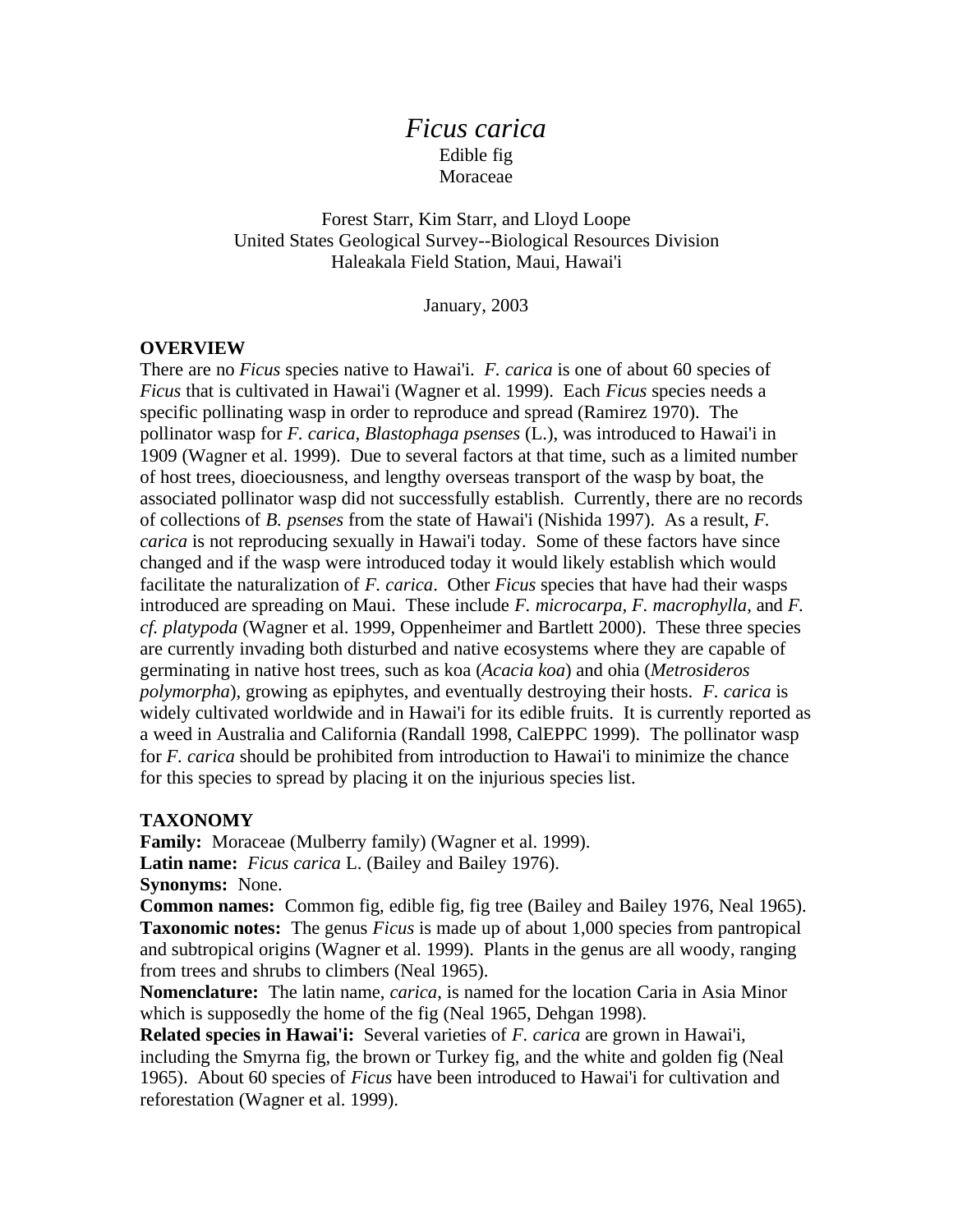# *Ficus carica*

Edible fig
Moraceae

Forest Starr, Kim Starr, and Lloyd Loope
United States Geological Survey--Biological Resources Division
Haleakala Field Station, Maui, Hawai'i

January, 2003

## OVERVIEW

There are no *Ficus* species native to Hawai'i. *F. carica* is one of about 60 species of *Ficus* that is cultivated in Hawai'i (Wagner et al. 1999). Each *Ficus* species needs a specific pollinating wasp in order to reproduce and spread (Ramirez 1970). The pollinator wasp for *F. carica*, *Blastophaga psenses* (L.), was introduced to Hawai'i in 1909 (Wagner et al. 1999). Due to several factors at that time, such as a limited number of host trees, dioeciousness, and lengthy overseas transport of the wasp by boat, the associated pollinator wasp did not successfully establish. Currently, there are no records of collections of *B. psenses* from the state of Hawai'i (Nishida 1997). As a result, *F. carica* is not reproducing sexually in Hawai'i today. Some of these factors have since changed and if the wasp were introduced today it would likely establish which would facilitate the naturalization of *F. carica*. Other *Ficus* species that have had their wasps introduced are spreading on Maui. These include *F. microcarpa, F. macrophylla,* and *F. cf. platypoda* (Wagner et al. 1999, Oppenheimer and Bartlett 2000). These three species are currently invading both disturbed and native ecosystems where they are capable of germinating in native host trees, such as koa (*Acacia koa*) and ohia (*Metrosideros polymorpha*), growing as epiphytes, and eventually destroying their hosts. *F. carica* is widely cultivated worldwide and in Hawai'i for its edible fruits. It is currently reported as a weed in Australia and California (Randall 1998, CalEPPC 1999). The pollinator wasp for *F. carica* should be prohibited from introduction to Hawai'i to minimize the chance for this species to spread by placing it on the injurious species list.

## TAXONOMY

**Family:** Moraceae (Mulberry family) (Wagner et al. 1999).
**Latin name:** *Ficus carica* L. (Bailey and Bailey 1976).
**Synonyms:** None.
**Common names:** Common fig, edible fig, fig tree (Bailey and Bailey 1976, Neal 1965).
**Taxonomic notes:** The genus *Ficus* is made up of about 1,000 species from pantropical and subtropical origins (Wagner et al. 1999). Plants in the genus are all woody, ranging from trees and shrubs to climbers (Neal 1965).
**Nomenclature:** The latin name, *carica*, is named for the location Caria in Asia Minor which is supposedly the home of the fig (Neal 1965, Dehgan 1998).
**Related species in Hawai'i:** Several varieties of *F. carica* are grown in Hawai'i, including the Smyrna fig, the brown or Turkey fig, and the white and golden fig (Neal 1965). About 60 species of *Ficus* have been introduced to Hawai'i for cultivation and reforestation (Wagner et al. 1999).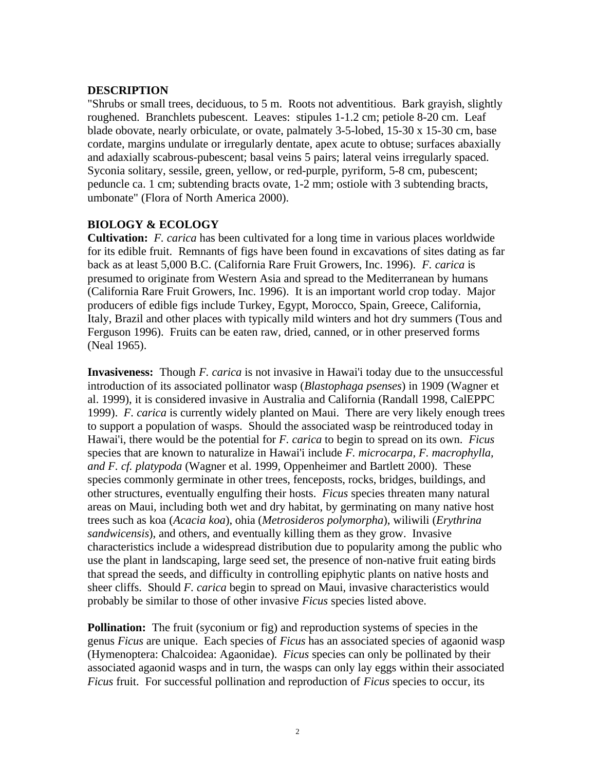## DESCRIPTION

"Shrubs or small trees, deciduous, to 5 m. Roots not adventitious. Bark grayish, slightly roughened. Branchlets pubescent. Leaves: stipules 1-1.2 cm; petiole 8-20 cm. Leaf blade obovate, nearly orbiculate, or ovate, palmately 3-5-lobed, 15-30 x 15-30 cm, base cordate, margins undulate or irregularly dentate, apex acute to obtuse; surfaces abaxially and adaxially scabrous-pubescent; basal veins 5 pairs; lateral veins irregularly spaced. Syconia solitary, sessile, green, yellow, or red-purple, pyriform, 5-8 cm, pubescent; peduncle ca. 1 cm; subtending bracts ovate, 1-2 mm; ostiole with 3 subtending bracts, umbonate" (Flora of North America 2000).

## BIOLOGY & ECOLOGY

**Cultivation:** *F. carica* has been cultivated for a long time in various places worldwide for its edible fruit. Remnants of figs have been found in excavations of sites dating as far back as at least 5,000 B.C. (California Rare Fruit Growers, Inc. 1996). *F. carica* is presumed to originate from Western Asia and spread to the Mediterranean by humans (California Rare Fruit Growers, Inc. 1996). It is an important world crop today. Major producers of edible figs include Turkey, Egypt, Morocco, Spain, Greece, California, Italy, Brazil and other places with typically mild winters and hot dry summers (Tous and Ferguson 1996). Fruits can be eaten raw, dried, canned, or in other preserved forms (Neal 1965).

**Invasiveness:** Though *F. carica* is not invasive in Hawai'i today due to the unsuccessful introduction of its associated pollinator wasp (*Blastophaga psenses*) in 1909 (Wagner et al. 1999), it is considered invasive in Australia and California (Randall 1998, CalEPPC 1999). *F. carica* is currently widely planted on Maui. There are very likely enough trees to support a population of wasps. Should the associated wasp be reintroduced today in Hawai'i, there would be the potential for *F. carica* to begin to spread on its own. *Ficus* species that are known to naturalize in Hawai'i include *F. microcarpa, F. macrophylla, and F. cf. platypoda* (Wagner et al. 1999, Oppenheimer and Bartlett 2000). These species commonly germinate in other trees, fenceposts, rocks, bridges, buildings, and other structures, eventually engulfing their hosts. *Ficus* species threaten many natural areas on Maui, including both wet and dry habitat, by germinating on many native host trees such as koa (*Acacia koa*), ohia (*Metrosideros polymorpha*), wiliwili (*Erythrina sandwicensis*), and others, and eventually killing them as they grow. Invasive characteristics include a widespread distribution due to popularity among the public who use the plant in landscaping, large seed set, the presence of non-native fruit eating birds that spread the seeds, and difficulty in controlling epiphytic plants on native hosts and sheer cliffs. Should *F. carica* begin to spread on Maui, invasive characteristics would probably be similar to those of other invasive *Ficus* species listed above.

**Pollination:** The fruit (syconium or fig) and reproduction systems of species in the genus *Ficus* are unique. Each species of *Ficus* has an associated species of agaonid wasp (Hymenoptera: Chalcoidea: Agaonidae). *Ficus* species can only be pollinated by their associated agaonid wasps and in turn, the wasps can only lay eggs within their associated *Ficus* fruit. For successful pollination and reproduction of *Ficus* species to occur, its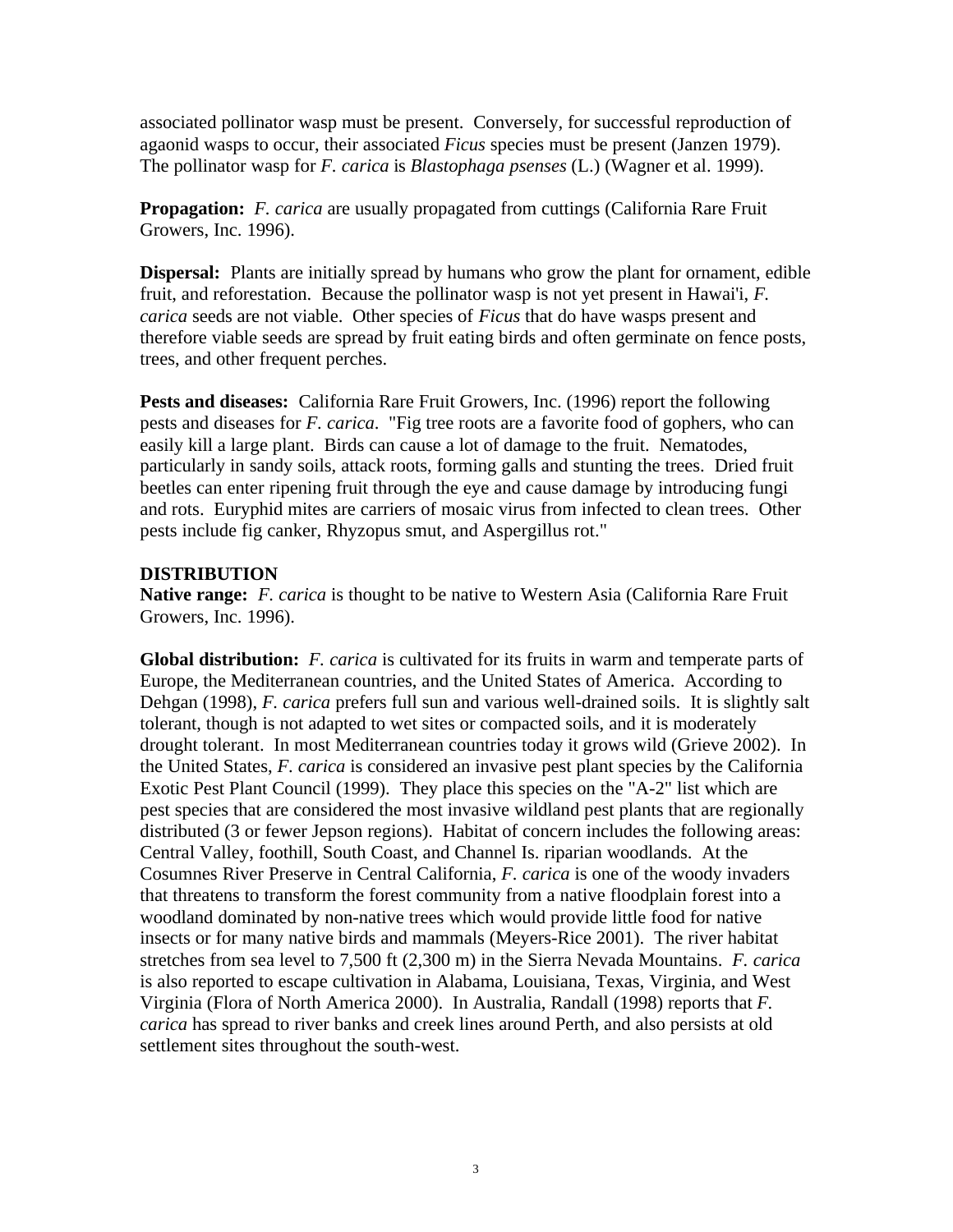associated pollinator wasp must be present. Conversely, for successful reproduction of agaonid wasps to occur, their associated *Ficus* species must be present (Janzen 1979). The pollinator wasp for *F. carica* is *Blastophaga psenses* (L.) (Wagner et al. 1999).

**Propagation:** *F. carica* are usually propagated from cuttings (California Rare Fruit Growers, Inc. 1996).

**Dispersal:** Plants are initially spread by humans who grow the plant for ornament, edible fruit, and reforestation. Because the pollinator wasp is not yet present in Hawai'i, *F. carica* seeds are not viable. Other species of *Ficus* that do have wasps present and therefore viable seeds are spread by fruit eating birds and often germinate on fence posts, trees, and other frequent perches.

**Pests and diseases:** California Rare Fruit Growers, Inc. (1996) report the following pests and diseases for *F. carica*. "Fig tree roots are a favorite food of gophers, who can easily kill a large plant. Birds can cause a lot of damage to the fruit. Nematodes, particularly in sandy soils, attack roots, forming galls and stunting the trees. Dried fruit beetles can enter ripening fruit through the eye and cause damage by introducing fungi and rots. Euryphid mites are carriers of mosaic virus from infected to clean trees. Other pests include fig canker, Rhyzopus smut, and Aspergillus rot."

## DISTRIBUTION

**Native range:** *F. carica* is thought to be native to Western Asia (California Rare Fruit Growers, Inc. 1996).

**Global distribution:** *F. carica* is cultivated for its fruits in warm and temperate parts of Europe, the Mediterranean countries, and the United States of America. According to Dehgan (1998), *F. carica* prefers full sun and various well-drained soils. It is slightly salt tolerant, though is not adapted to wet sites or compacted soils, and it is moderately drought tolerant. In most Mediterranean countries today it grows wild (Grieve 2002). In the United States, *F. carica* is considered an invasive pest plant species by the California Exotic Pest Plant Council (1999). They place this species on the "A-2" list which are pest species that are considered the most invasive wildland pest plants that are regionally distributed (3 or fewer Jepson regions). Habitat of concern includes the following areas: Central Valley, foothill, South Coast, and Channel Is. riparian woodlands. At the Cosumnes River Preserve in Central California, *F. carica* is one of the woody invaders that threatens to transform the forest community from a native floodplain forest into a woodland dominated by non-native trees which would provide little food for native insects or for many native birds and mammals (Meyers-Rice 2001). The river habitat stretches from sea level to 7,500 ft (2,300 m) in the Sierra Nevada Mountains. *F. carica* is also reported to escape cultivation in Alabama, Louisiana, Texas, Virginia, and West Virginia (Flora of North America 2000). In Australia, Randall (1998) reports that *F. carica* has spread to river banks and creek lines around Perth, and also persists at old settlement sites throughout the south-west.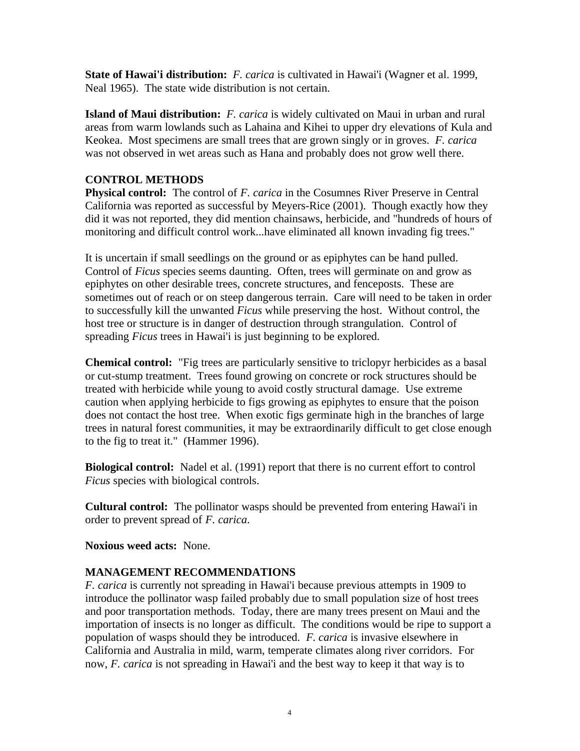**State of Hawai'i distribution:** *F. carica* is cultivated in Hawai'i (Wagner et al. 1999, Neal 1965). The state wide distribution is not certain.

**Island of Maui distribution:** *F. carica* is widely cultivated on Maui in urban and rural areas from warm lowlands such as Lahaina and Kihei to upper dry elevations of Kula and Keokea. Most specimens are small trees that are grown singly or in groves. *F. carica* was not observed in wet areas such as Hana and probably does not grow well there.

## CONTROL METHODS

**Physical control:** The control of *F. carica* in the Cosumnes River Preserve in Central California was reported as successful by Meyers-Rice (2001). Though exactly how they did it was not reported, they did mention chainsaws, herbicide, and "hundreds of hours of monitoring and difficult control work...have eliminated all known invading fig trees."

It is uncertain if small seedlings on the ground or as epiphytes can be hand pulled. Control of *Ficus* species seems daunting. Often, trees will germinate on and grow as epiphytes on other desirable trees, concrete structures, and fenceposts. These are sometimes out of reach or on steep dangerous terrain. Care will need to be taken in order to successfully kill the unwanted *Ficus* while preserving the host. Without control, the host tree or structure is in danger of destruction through strangulation. Control of spreading *Ficus* trees in Hawai'i is just beginning to be explored.

**Chemical control:** "Fig trees are particularly sensitive to triclopyr herbicides as a basal or cut-stump treatment. Trees found growing on concrete or rock structures should be treated with herbicide while young to avoid costly structural damage. Use extreme caution when applying herbicide to figs growing as epiphytes to ensure that the poison does not contact the host tree. When exotic figs germinate high in the branches of large trees in natural forest communities, it may be extraordinarily difficult to get close enough to the fig to treat it." (Hammer 1996).

**Biological control:** Nadel et al. (1991) report that there is no current effort to control *Ficus* species with biological controls.

**Cultural control:** The pollinator wasps should be prevented from entering Hawai'i in order to prevent spread of *F. carica*.

**Noxious weed acts:** None.

## MANAGEMENT RECOMMENDATIONS

*F. carica* is currently not spreading in Hawai'i because previous attempts in 1909 to introduce the pollinator wasp failed probably due to small population size of host trees and poor transportation methods. Today, there are many trees present on Maui and the importation of insects is no longer as difficult. The conditions would be ripe to support a population of wasps should they be introduced. *F. carica* is invasive elsewhere in California and Australia in mild, warm, temperate climates along river corridors. For now, *F. carica* is not spreading in Hawai'i and the best way to keep it that way is to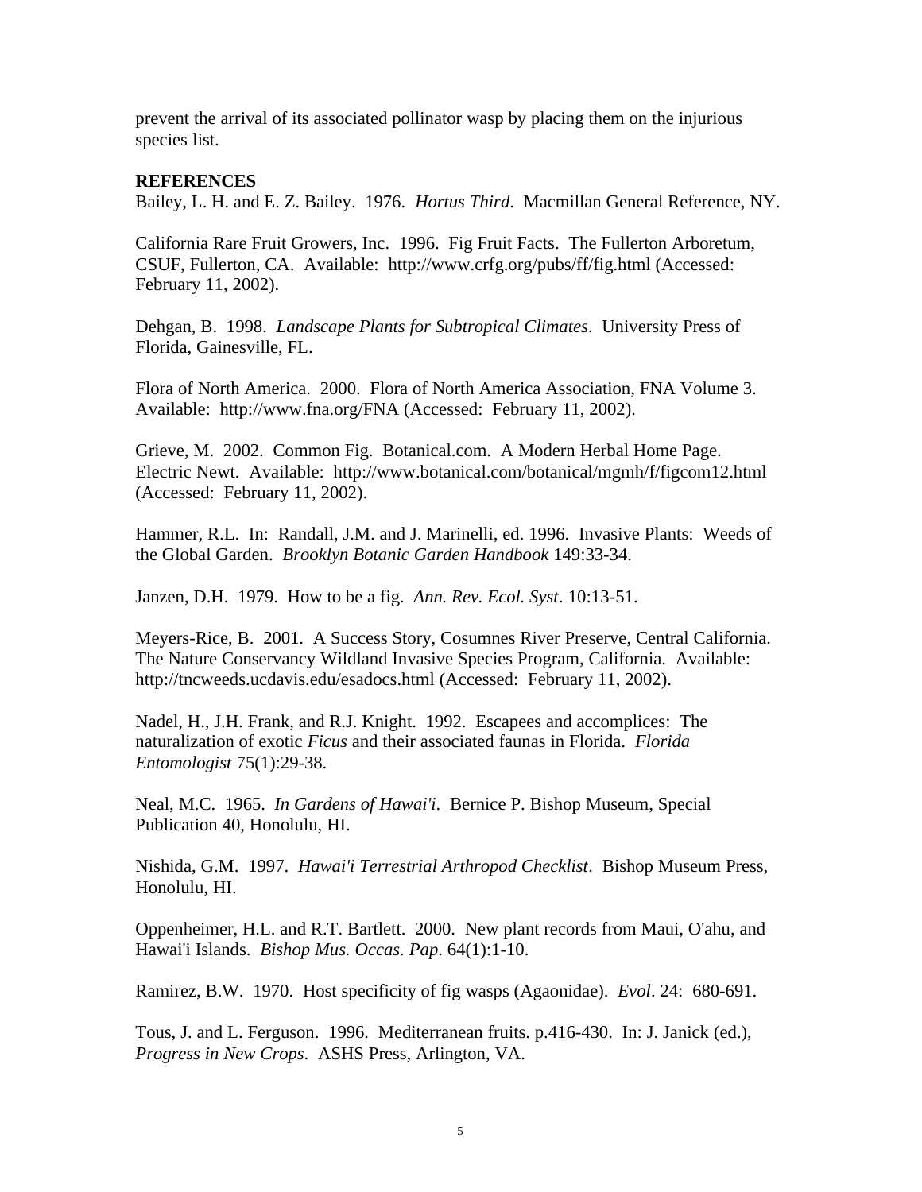prevent the arrival of its associated pollinator wasp by placing them on the injurious species list.

**REFERENCES**

Bailey, L. H. and E. Z. Bailey. 1976. *Hortus Third*. Macmillan General Reference, NY.

California Rare Fruit Growers, Inc. 1996. Fig Fruit Facts. The Fullerton Arboretum, CSUF, Fullerton, CA. Available: http://www.crfg.org/pubs/ff/fig.html (Accessed: February 11, 2002).

Dehgan, B. 1998. *Landscape Plants for Subtropical Climates*. University Press of Florida, Gainesville, FL.

Flora of North America. 2000. Flora of North America Association, FNA Volume 3. Available: http://www.fna.org/FNA (Accessed: February 11, 2002).

Grieve, M. 2002. Common Fig. Botanical.com. A Modern Herbal Home Page. Electric Newt. Available: http://www.botanical.com/botanical/mgmh/f/figcom12.html (Accessed: February 11, 2002).

Hammer, R.L. In: Randall, J.M. and J. Marinelli, ed. 1996. Invasive Plants: Weeds of the Global Garden. *Brooklyn Botanic Garden Handbook* 149:33-34.

Janzen, D.H. 1979. How to be a fig. *Ann. Rev. Ecol. Syst*. 10:13-51.

Meyers-Rice, B. 2001. A Success Story, Cosumnes River Preserve, Central California. The Nature Conservancy Wildland Invasive Species Program, California. Available: http://tncweeds.ucdavis.edu/esadocs.html (Accessed: February 11, 2002).

Nadel, H., J.H. Frank, and R.J. Knight. 1992. Escapees and accomplices: The naturalization of exotic *Ficus* and their associated faunas in Florida. *Florida Entomologist* 75(1):29-38.

Neal, M.C. 1965. *In Gardens of Hawai'i*. Bernice P. Bishop Museum, Special Publication 40, Honolulu, HI.

Nishida, G.M. 1997. *Hawai'i Terrestrial Arthropod Checklist*. Bishop Museum Press, Honolulu, HI.

Oppenheimer, H.L. and R.T. Bartlett. 2000. New plant records from Maui, O'ahu, and Hawai'i Islands. *Bishop Mus. Occas. Pap*. 64(1):1-10.

Ramirez, B.W. 1970. Host specificity of fig wasps (Agaonidae). *Evol*. 24: 680-691.

Tous, J. and L. Ferguson. 1996. Mediterranean fruits. p.416-430. In: J. Janick (ed.), *Progress in New Crops*. ASHS Press, Arlington, VA.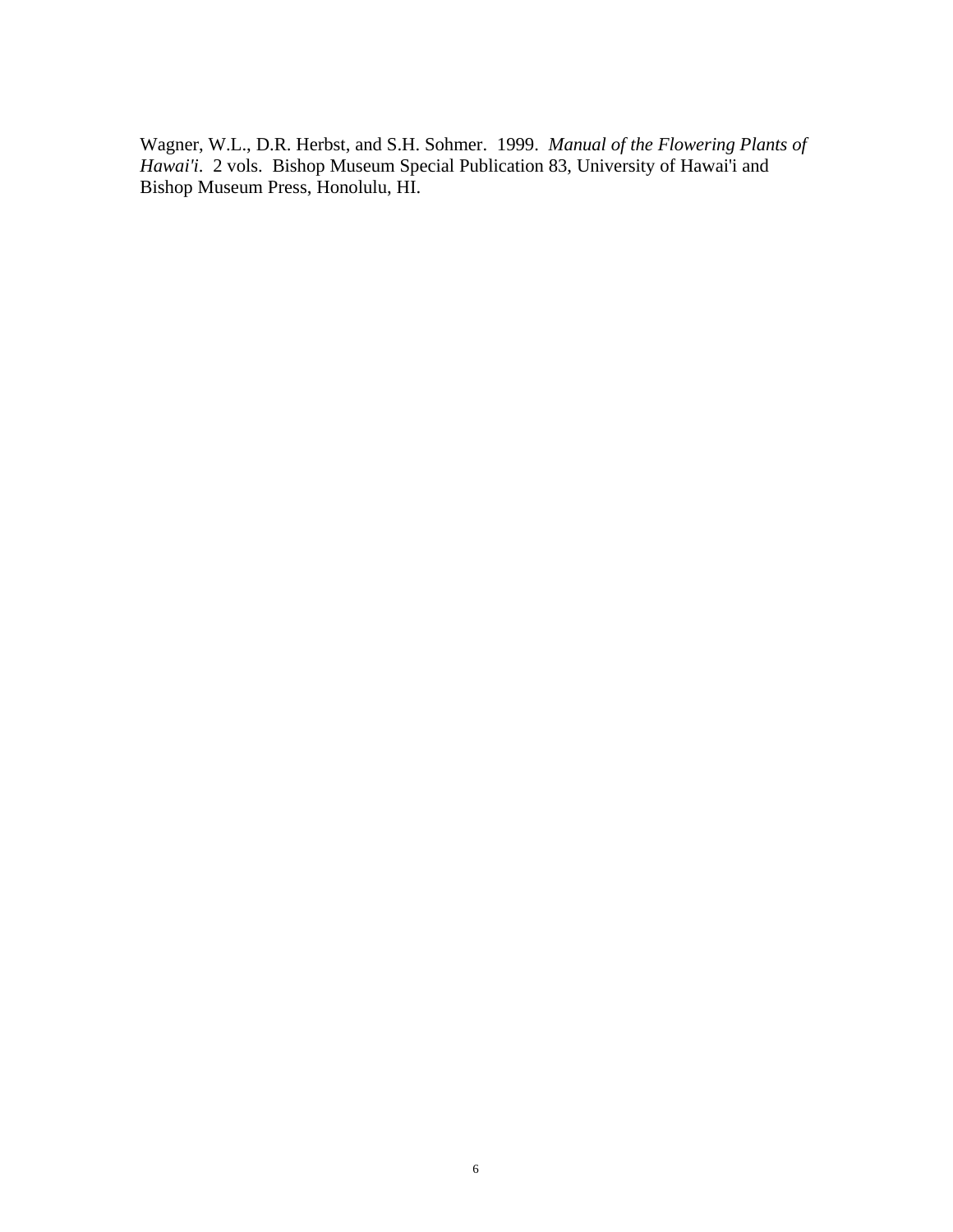Wagner, W.L., D.R. Herbst, and S.H. Sohmer. 1999. *Manual of the Flowering Plants of Hawai'i*. 2 vols. Bishop Museum Special Publication 83, University of Hawai'i and Bishop Museum Press, Honolulu, HI.